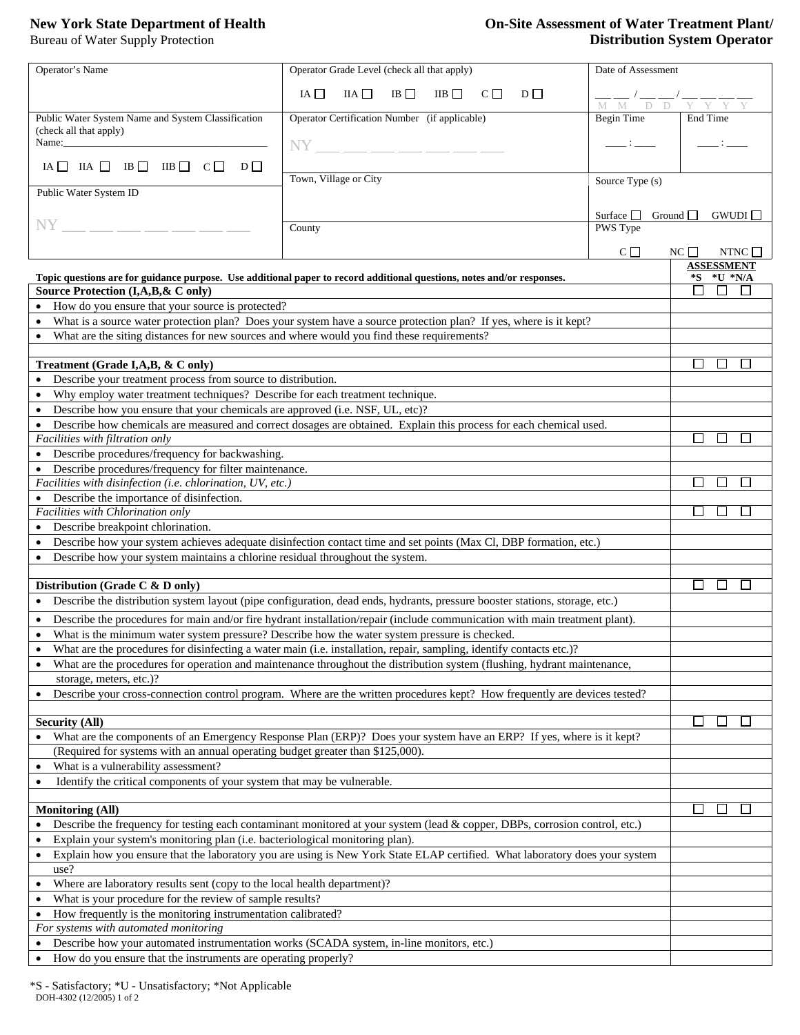**New York State Department of Health**
Bureau of Water Supply Protection

**On-Site Assessment of Water Treatment Plant/ Distribution System Operator**

| Operator's Name | Operator Grade Level (check all that apply) IA ☐ IIA ☐ IB ☐ IIB ☐ C ☐ D ☐ | Date of Assessment ___ ___ / ___ ___ / ___ ___ ___ ___ M M D D Y Y Y Y | |
|---|---|---|---|
| Public Water System Name and System Classification (check all that apply) Name:______________________ IA ☐ IIA ☐ IB ☐ IIB ☐ C ☐ D ☐ | Operator Certification Number (if applicable) NY ___ ___ ___ ___ ___ ___ ___ | Begin Time ____ : ____ | End Time ____ : ____ |
| Public Water System ID NY ___ ___ ___ ___ ___ ___ ___ | Town, Village or City | Source Type (s) Surface ☐ Ground ☐ GWUDI ☐ | |
| | County | PWS Type C ☐ NC ☐ NTNC ☐ | |

| Topic questions are for guidance purpose. Use additional paper to record additional questions, notes and/or responses. | ASSESSMENT *S *U *N/A |
|---|---|
| **Source Protection (I,A,B,& C only)** | ☐ ☐ ☐ |
| • How do you ensure that your source is protected? | |
| • What is a source water protection plan? Does your system have a source protection plan? If yes, where is it kept? | |
| • What are the siting distances for new sources and where would you find these requirements? | |
| | |
| **Treatment (Grade I,A,B, & C only)** | ☐ ☐ ☐ |
| • Describe your treatment process from source to distribution. | |
| • Why employ water treatment techniques? Describe for each treatment technique. | |
| • Describe how you ensure that your chemicals are approved (i.e. NSF, UL, etc)? | |
| • Describe how chemicals are measured and correct dosages are obtained. Explain this process for each chemical used. | |
| *Facilities with filtration only* | ☐ ☐ ☐ |
| • Describe procedures/frequency for backwashing. | |
| • Describe procedures/frequency for filter maintenance. | |
| *Facilities with disinfection (i.e. chlorination, UV, etc.)* | ☐ ☐ ☐ |
| • Describe the importance of disinfection. | |
| *Facilities with Chlorination only* | ☐ ☐ ☐ |
| • Describe breakpoint chlorination. | |
| • Describe how your system achieves adequate disinfection contact time and set points (Max Cl, DBP formation, etc.) | |
| • Describe how your system maintains a chlorine residual throughout the system. | |
| | |
| **Distribution (Grade C & D only)** | ☐ ☐ ☐ |
| • Describe the distribution system layout (pipe configuration, dead ends, hydrants, pressure booster stations, storage, etc.) | |
| • Describe the procedures for main and/or fire hydrant installation/repair (include communication with main treatment plant). | |
| • What is the minimum water system pressure? Describe how the water system pressure is checked. | |
| • What are the procedures for disinfecting a water main (i.e. installation, repair, sampling, identify contacts etc.)? | |
| • What are the procedures for operation and maintenance throughout the distribution system (flushing, hydrant maintenance, storage, meters, etc.)? | |
| • Describe your cross-connection control program. Where are the written procedures kept? How frequently are devices tested? | |
| | |
| **Security (All)** | ☐ ☐ ☐ |
| • What are the components of an Emergency Response Plan (ERP)? Does your system have an ERP? If yes, where is it kept? (Required for systems with an annual operating budget greater than $125,000). | |
| • What is a vulnerability assessment? | |
| • Identify the critical components of your system that may be vulnerable. | |
| | |
| **Monitoring (All)** | ☐ ☐ ☐ |
| • Describe the frequency for testing each contaminant monitored at your system (lead & copper, DBPs, corrosion control, etc.) | |
| • Explain your system's monitoring plan (i.e. bacteriological monitoring plan). | |
| • Explain how you ensure that the laboratory you are using is New York State ELAP certified. What laboratory does your system use? | |
| • Where are laboratory results sent (copy to the local health department)? | |
| • What is your procedure for the review of sample results? | |
| • How frequently is the monitoring instrumentation calibrated? | |
| *For systems with automated monitoring* | |
| • Describe how your automated instrumentation works (SCADA system, in-line monitors, etc.) | |
| • How do you ensure that the instruments are operating properly? | |

*S - Satisfactory; *U - Unsatisfactory; *Not Applicable

DOH-4302 (12/2005)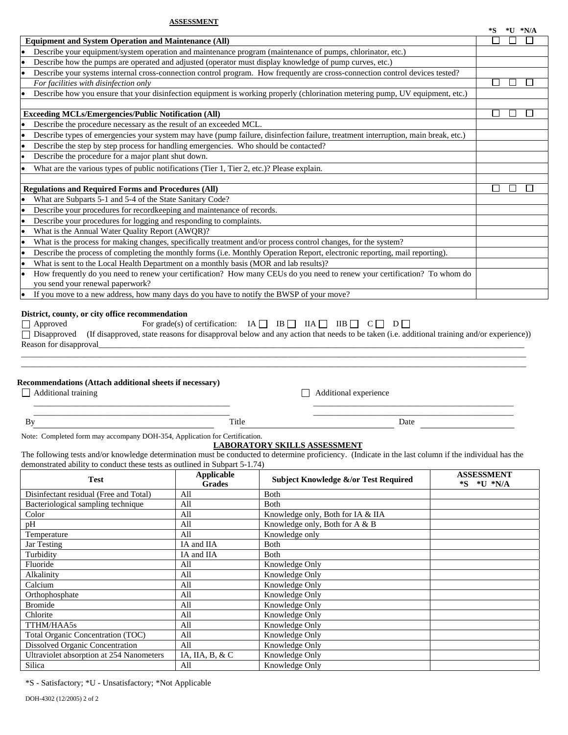**ASSESSMENT**

| | *S *U *N/A |
|---|---|
| **Equipment and System Operation and Maintenance (All)** | ☐ ☐ ☐ |
| • Describe your equipment/system operation and maintenance program (maintenance of pumps, chlorinator, etc.) | |
| • Describe how the pumps are operated and adjusted (operator must display knowledge of pump curves, etc.) | |
| • Describe your systems internal cross-connection control program. How frequently are cross-connection control devices tested? | |
| *For facilities with disinfection only* | ☐ ☐ ☐ |
| • Describe how you ensure that your disinfection equipment is working properly (chlorination metering pump, UV equipment, etc.) | |
| | |
| **Exceeding MCLs/Emergencies/Public Notification (All)** | ☐ ☐ ☐ |
| • Describe the procedure necessary as the result of an exceeded MCL. | |
| • Describe types of emergencies your system may have (pump failure, disinfection failure, treatment interruption, main break, etc.) | |
| • Describe the step by step process for handling emergencies. Who should be contacted? | |
| • Describe the procedure for a major plant shut down. | |
| • What are the various types of public notifications (Tier 1, Tier 2, etc.)? Please explain. | |
| | |
| **Regulations and Required Forms and Procedures (All)** | ☐ ☐ ☐ |
| • What are Subparts 5-1 and 5-4 of the State Sanitary Code? | |
| • Describe your procedures for recordkeeping and maintenance of records. | |
| • Describe your procedures for logging and responding to complaints. | |
| • What is the Annual Water Quality Report (AWQR)? | |
| • What is the process for making changes, specifically treatment and/or process control changes, for the system? | |
| • Describe the process of completing the monthly forms (i.e. Monthly Operation Report, electronic reporting, mail reporting). | |
| • What is sent to the Local Health Department on a monthly basis (MOR and lab results)? | |
| • How frequently do you need to renew your certification? How many CEUs do you need to renew your certification? To whom do you send your renewal paperwork? | |
| • If you move to a new address, how many days do you have to notify the BWSP of your move? | |

**District, county, or city office recommendation**

☐ Approved For grade(s) of certification: IA ☐ IB ☐ IIA ☐ IIB ☐ C ☐ D ☐

☐ Disapproved (If disapproved, state reasons for disapproval below and any action that needs to be taken (i.e. additional training and/or experience))

Reason for disapproval______________________________________________

______________________________________________

______________________________________________

**Recommendations (Attach additional sheets if necessary)**

☐ Additional training ☐ Additional experience

______________________ ______________________

______________________ ______________________

By ______________________ Title ______________________ Date ______________

Note: Completed form may accompany DOH-354, Application for Certification.

**LABORATORY SKILLS ASSESSMENT**

The following tests and/or knowledge determination must be conducted to determine proficiency. (Indicate in the last column if the individual has the demonstrated ability to conduct these tests as outlined in Subpart 5-1.74)

| Test | Applicable Grades | Subject Knowledge &/or Test Required | ASSESSMENT *S *U *N/A |
|---|---|---|---|
| Disinfectant residual (Free and Total) | All | Both | |
| Bacteriological sampling technique | All | Both | |
| Color | All | Knowledge only, Both for IA & IIA | |
| pH | All | Knowledge only, Both for A & B | |
| Temperature | All | Knowledge only | |
| Jar Testing | IA and IIA | Both | |
| Turbidity | IA and IIA | Both | |
| Fluoride | All | Knowledge Only | |
| Alkalinity | All | Knowledge Only | |
| Calcium | All | Knowledge Only | |
| Orthophosphate | All | Knowledge Only | |
| Bromide | All | Knowledge Only | |
| Chlorite | All | Knowledge Only | |
| TTHM/HAA5s | All | Knowledge Only | |
| Total Organic Concentration (TOC) | All | Knowledge Only | |
| Dissolved Organic Concentration | All | Knowledge Only | |
| Ultraviolet absorption at 254 Nanometers | IA, IIA, B, & C | Knowledge Only | |
| Silica | All | Knowledge Only | |

*S - Satisfactory; *U - Unsatisfactory; *Not Applicable

DOH-4302 (12/2005) 2 of 2